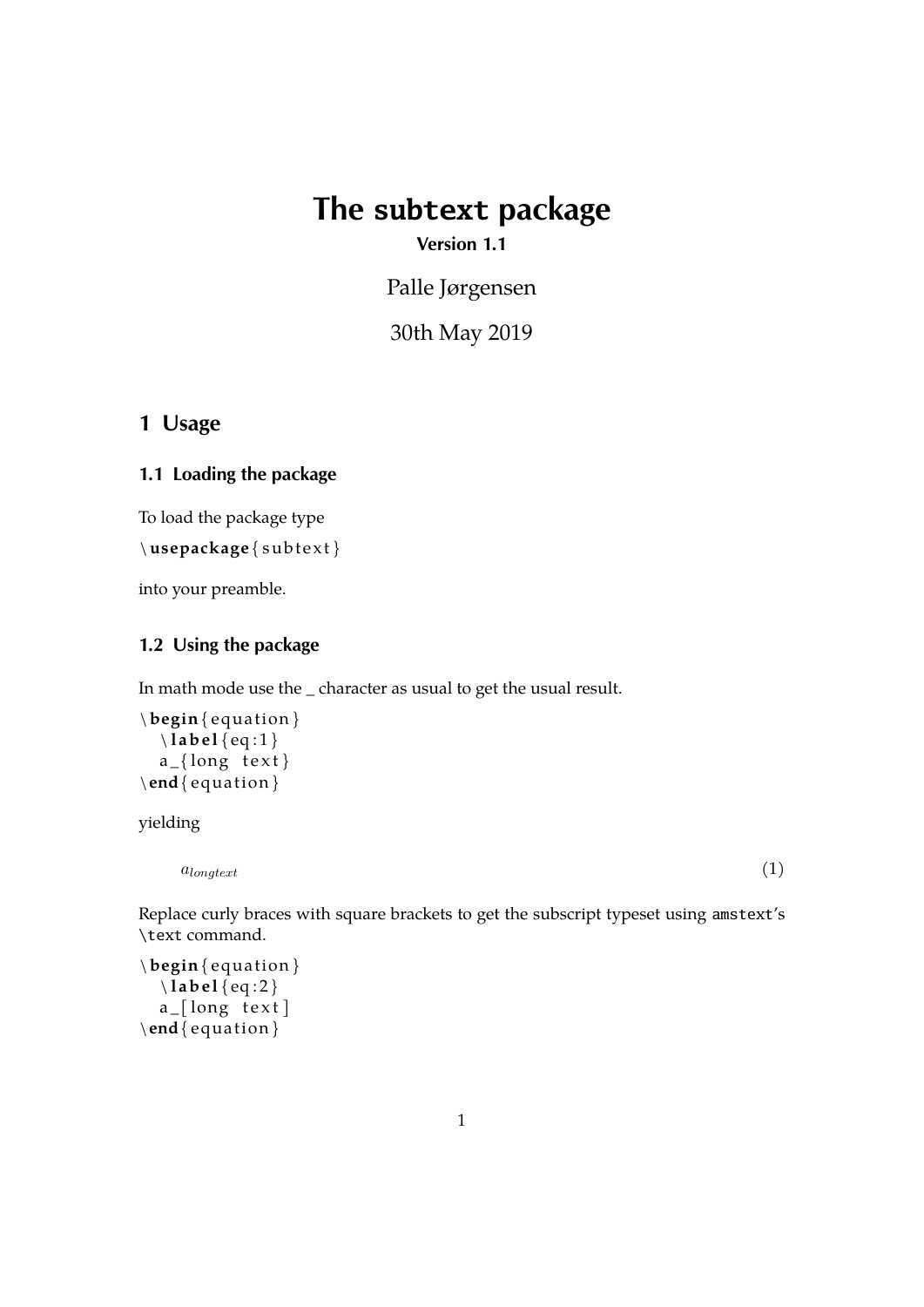# The `subtext` package

**Version 1.1**

Palle Jørgensen

30th May 2019

## 1 Usage

### 1.1 Loading the package

To load the package type

```
\usepackage{subtext}
```

into your preamble.

### 1.2 Using the package

In math mode use the _ character as usual to get the usual result.

```
\begin{equation}
  \label{eq:1}
  a_{long text}
\end{equation}
```

yielding

$$a_{long text} \tag{1}$$

Replace curly braces with square brackets to get the subscript typeset using `amstext`'s `\text` command.

```
\begin{equation}
  \label{eq:2}
  a_[long text]
\end{equation}
```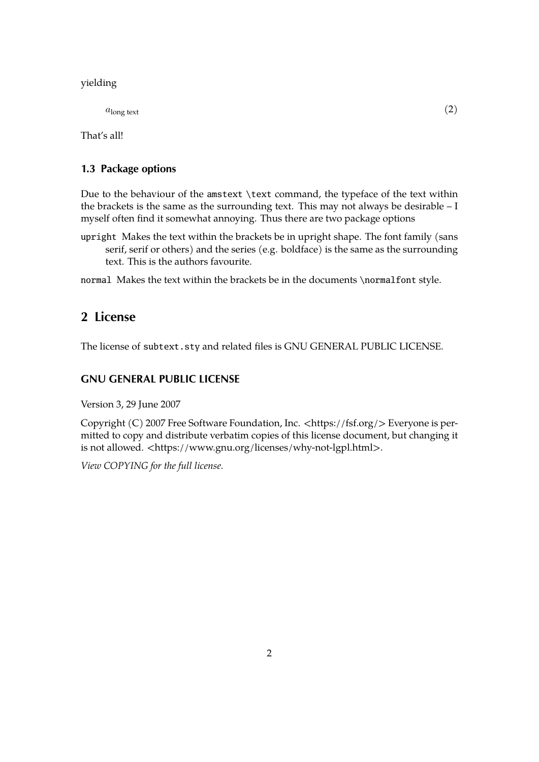yielding

$$a_{\text{long text}} \tag{2}$$

That's all!

### 1.3 Package options

Due to the behaviour of the `amstext` `\text` command, the typeface of the text within the brackets is the same as the surrounding text. This may not always be desirable – I myself often find it somewhat annoying. Thus there are two package options

`upright` Makes the text within the brackets be in upright shape. The font family (sans serif, serif or others) and the series (e.g. boldface) is the same as the surrounding text. This is the authors favourite.

`normal` Makes the text within the brackets be in the documents `\normalfont` style.

## 2 License

The license of `subtext.sty` and related files is GNU GENERAL PUBLIC LICENSE.

### GNU GENERAL PUBLIC LICENSE

Version 3, 29 June 2007

Copyright (C) 2007 Free Software Foundation, Inc. <https://fsf.org/> Everyone is permitted to copy and distribute verbatim copies of this license document, but changing it is not allowed. <https://www.gnu.org/licenses/why-not-lgpl.html>.

*View COPYING for the full license.*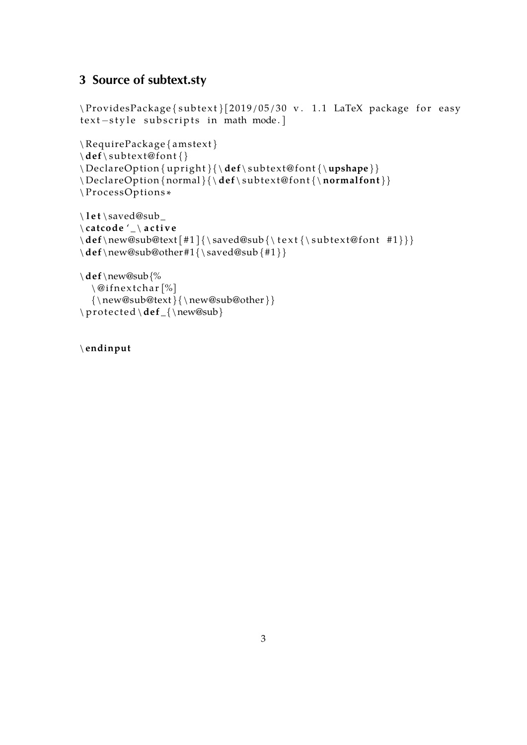## 3 Source of subtext.sty

```
\ProvidesPackage{subtext}[2019/05/30 v. 1.1 LaTeX package for easy
text-style subscripts in math mode.]

\RequirePackage{amstext}
\def\subtext@font{}
\DeclareOption{upright}{\def\subtext@font{\upshape}}
\DeclareOption{normal}{\def\subtext@font{\normalfont}}
\ProcessOptions*

\let\saved@sub_
\catcode`_\active
\def\new@sub@text[#1]{\saved@sub{\text{\subtext@font #1}}}
\def\new@sub@other#1{\saved@sub{#1}}

\def\new@sub{%
  \@ifnextchar[%]
  {\new@sub@text}{\new@sub@other}}
\protected\def_{\new@sub}

\endinput
```